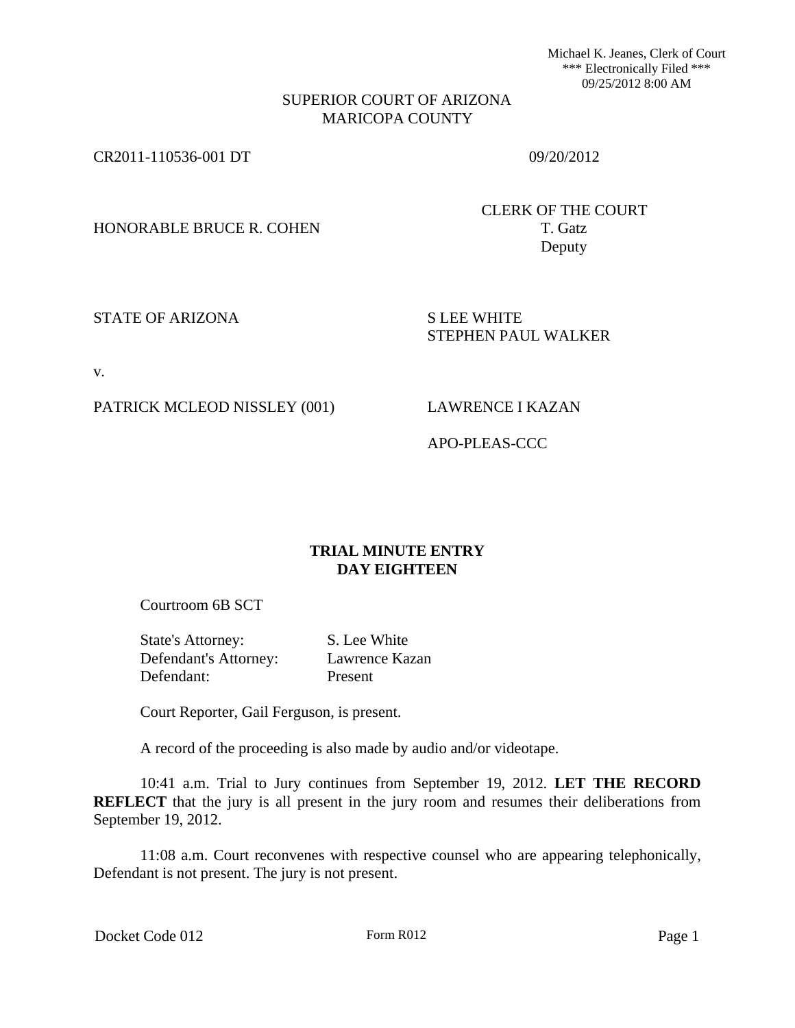Michael K. Jeanes, Clerk of Court
*** Electronically Filed ***
09/25/2012 8:00 AM

SUPERIOR COURT OF ARIZONA
MARICOPA COUNTY

CR2011-110536-001 DT 09/20/2012

HONORABLE BRUCE R. COHEN

CLERK OF THE COURT
T. Gatz
Deputy

STATE OF ARIZONA

S LEE WHITE
STEPHEN PAUL WALKER

v.

PATRICK MCLEOD NISSLEY (001)

LAWRENCE I KAZAN

APO-PLEAS-CCC

**TRIAL MINUTE ENTRY**
**DAY EIGHTEEN**

Courtroom 6B SCT

| | |
|---|---|
| State's Attorney: | S. Lee White |
| Defendant's Attorney: | Lawrence Kazan |
| Defendant: | Present |

Court Reporter, Gail Ferguson, is present.

A record of the proceeding is also made by audio and/or videotape.

10:41 a.m. Trial to Jury continues from September 19, 2012. **LET THE RECORD REFLECT** that the jury is all present in the jury room and resumes their deliberations from September 19, 2012.

11:08 a.m. Court reconvenes with respective counsel who are appearing telephonically, Defendant is not present. The jury is not present.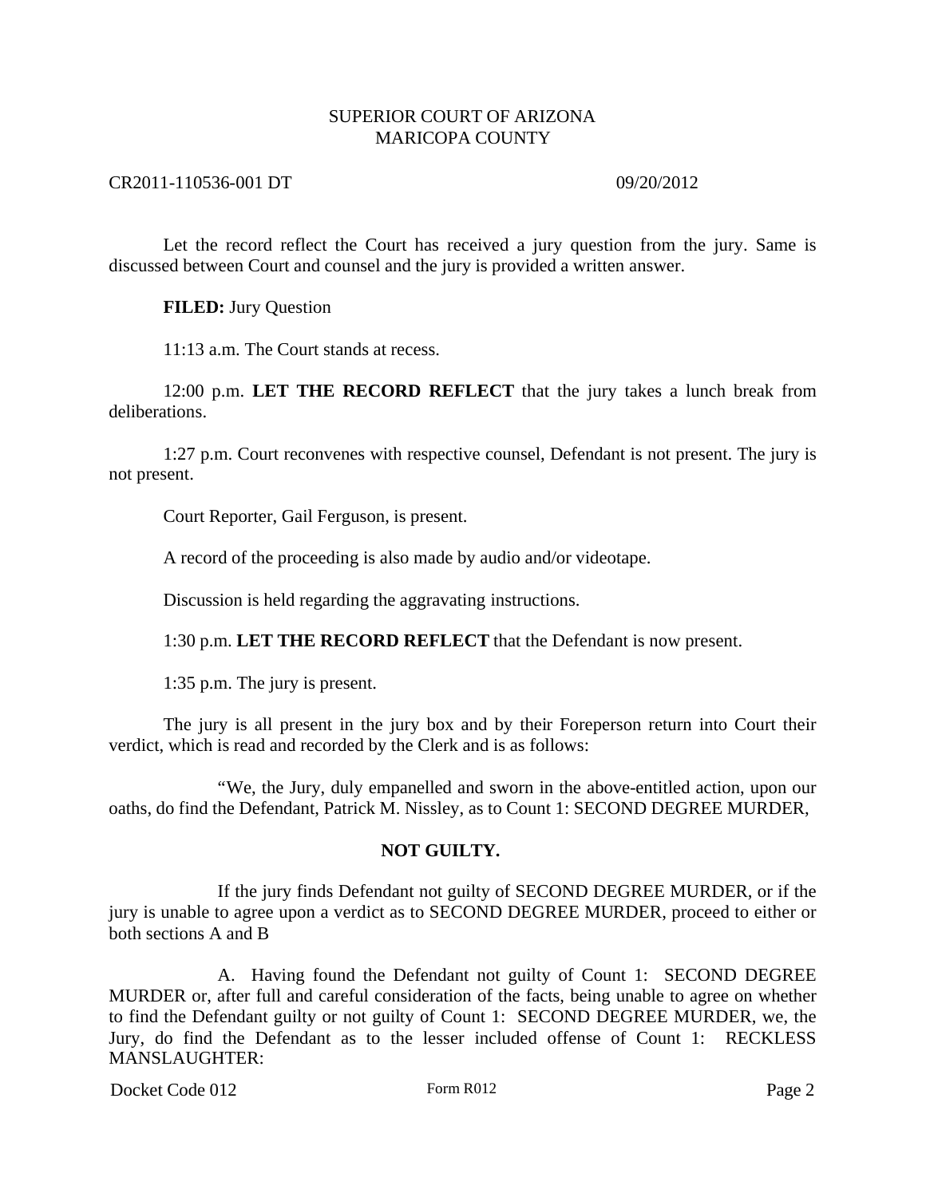SUPERIOR COURT OF ARIZONA
MARICOPA COUNTY

CR2011-110536-001 DT 09/20/2012

Let the record reflect the Court has received a jury question from the jury. Same is discussed between Court and counsel and the jury is provided a written answer.

**FILED:** Jury Question

11:13 a.m. The Court stands at recess.

12:00 p.m. **LET THE RECORD REFLECT** that the jury takes a lunch break from deliberations.

1:27 p.m. Court reconvenes with respective counsel, Defendant is not present. The jury is not present.

Court Reporter, Gail Ferguson, is present.

A record of the proceeding is also made by audio and/or videotape.

Discussion is held regarding the aggravating instructions.

1:30 p.m. **LET THE RECORD REFLECT** that the Defendant is now present.

1:35 p.m. The jury is present.

The jury is all present in the jury box and by their Foreperson return into Court their verdict, which is read and recorded by the Clerk and is as follows:

"We, the Jury, duly empanelled and sworn in the above-entitled action, upon our oaths, do find the Defendant, Patrick M. Nissley, as to Count 1: SECOND DEGREE MURDER,

**NOT GUILTY.**

If the jury finds Defendant not guilty of SECOND DEGREE MURDER, or if the jury is unable to agree upon a verdict as to SECOND DEGREE MURDER, proceed to either or both sections A and B

A. Having found the Defendant not guilty of Count 1: SECOND DEGREE MURDER or, after full and careful consideration of the facts, being unable to agree on whether to find the Defendant guilty or not guilty of Count 1: SECOND DEGREE MURDER, we, the Jury, do find the Defendant as to the lesser included offense of Count 1: RECKLESS MANSLAUGHTER:

Docket Code 012 Form R012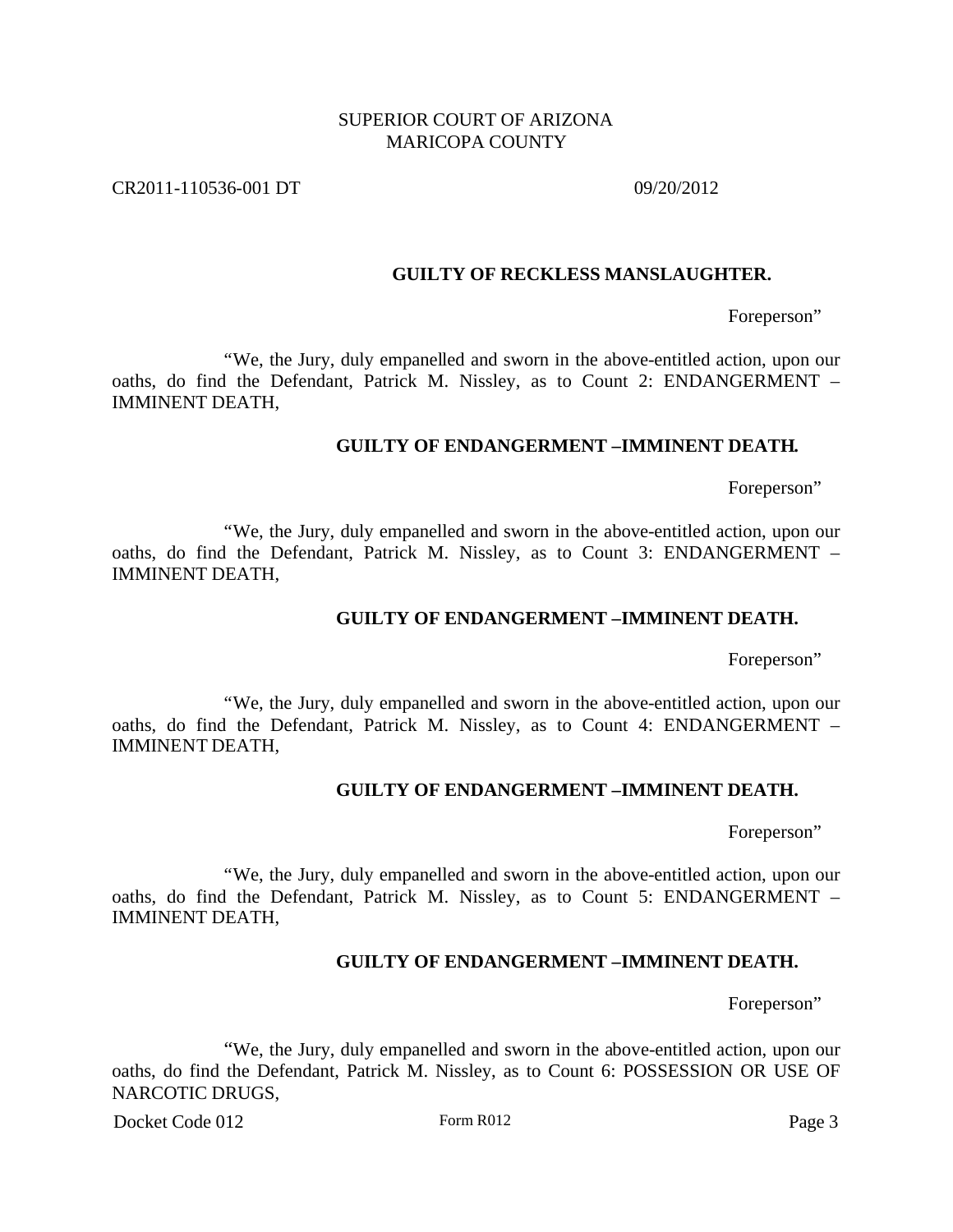**GUILTY OF RECKLESS MANSLAUGHTER.**

Foreperson"

"We, the Jury, duly empanelled and sworn in the above-entitled action, upon our oaths, do find the Defendant, Patrick M. Nissley, as to Count 2: ENDANGERMENT – IMMINENT DEATH,

**GUILTY OF ENDANGERMENT –IMMINENT DEATH.**

Foreperson"

"We, the Jury, duly empanelled and sworn in the above-entitled action, upon our oaths, do find the Defendant, Patrick M. Nissley, as to Count 3: ENDANGERMENT – IMMINENT DEATH,

**GUILTY OF ENDANGERMENT –IMMINENT DEATH.**

Foreperson"

"We, the Jury, duly empanelled and sworn in the above-entitled action, upon our oaths, do find the Defendant, Patrick M. Nissley, as to Count 4: ENDANGERMENT – IMMINENT DEATH,

**GUILTY OF ENDANGERMENT –IMMINENT DEATH.**

Foreperson"

"We, the Jury, duly empanelled and sworn in the above-entitled action, upon our oaths, do find the Defendant, Patrick M. Nissley, as to Count 5: ENDANGERMENT – IMMINENT DEATH,

**GUILTY OF ENDANGERMENT –IMMINENT DEATH.**

Foreperson"

"We, the Jury, duly empanelled and sworn in the above-entitled action, upon our oaths, do find the Defendant, Patrick M. Nissley, as to Count 6: POSSESSION OR USE OF NARCOTIC DRUGS,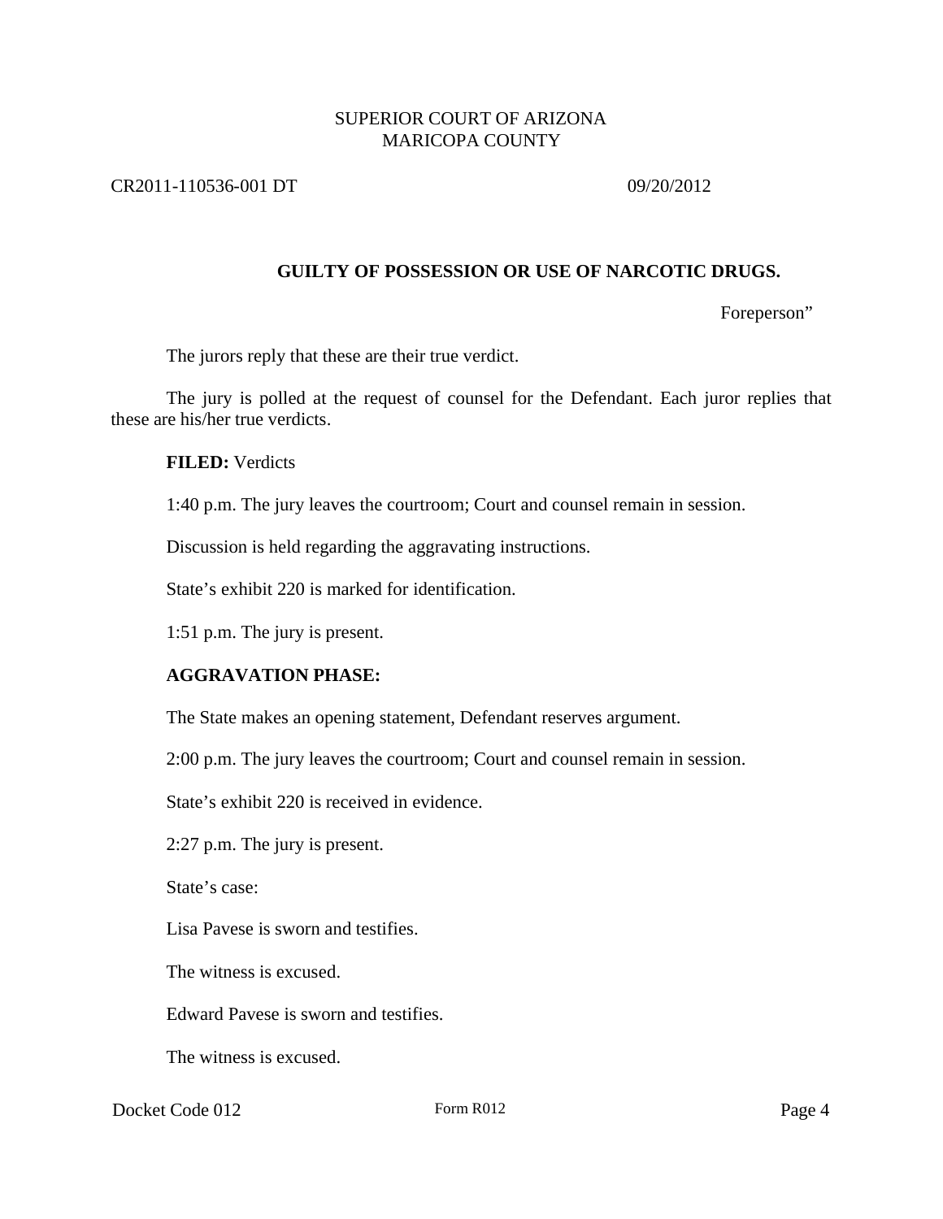**GUILTY OF POSSESSION OR USE OF NARCOTIC DRUGS.**

Foreperson"

The jurors reply that these are their true verdict.

The jury is polled at the request of counsel for the Defendant. Each juror replies that these are his/her true verdicts.

**FILED:** Verdicts

1:40 p.m. The jury leaves the courtroom; Court and counsel remain in session.

Discussion is held regarding the aggravating instructions.

State's exhibit 220 is marked for identification.

1:51 p.m. The jury is present.

**AGGRAVATION PHASE:**

The State makes an opening statement, Defendant reserves argument.

2:00 p.m. The jury leaves the courtroom; Court and counsel remain in session.

State's exhibit 220 is received in evidence.

2:27 p.m. The jury is present.

State's case:

Lisa Pavese is sworn and testifies.

The witness is excused.

Edward Pavese is sworn and testifies.

The witness is excused.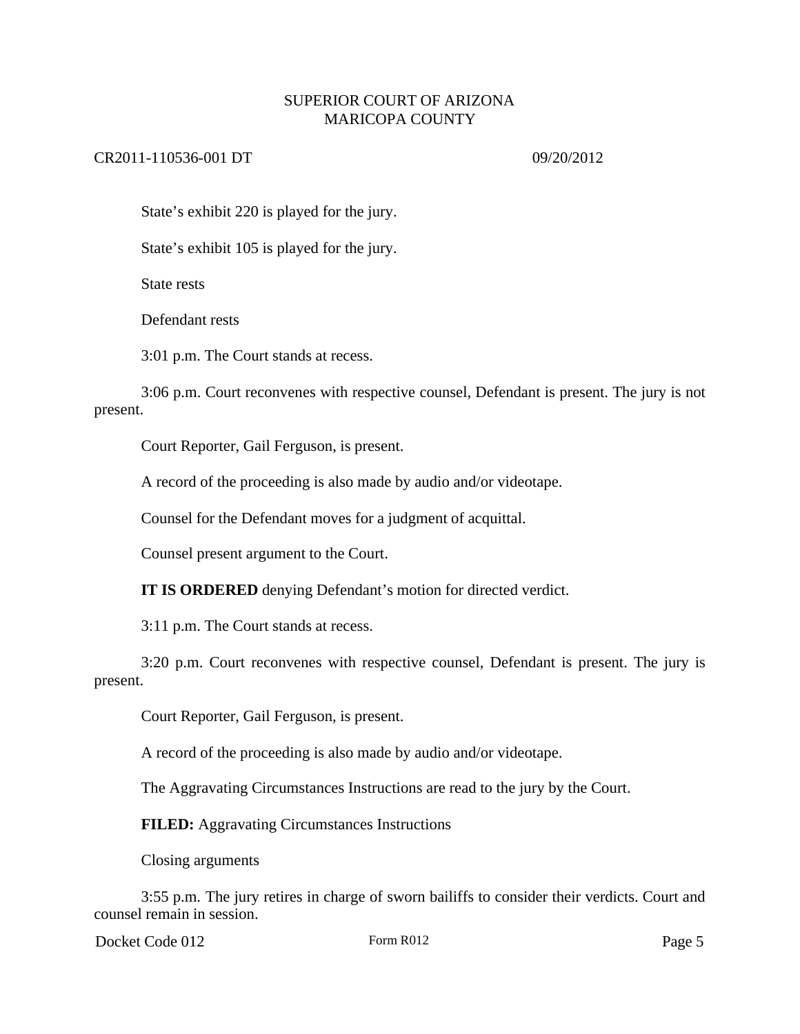State's exhibit 220 is played for the jury.

State's exhibit 105 is played for the jury.

State rests

Defendant rests

3:01 p.m. The Court stands at recess.

3:06 p.m. Court reconvenes with respective counsel, Defendant is present. The jury is not present.

Court Reporter, Gail Ferguson, is present.

A record of the proceeding is also made by audio and/or videotape.

Counsel for the Defendant moves for a judgment of acquittal.

Counsel present argument to the Court.

**IT IS ORDERED** denying Defendant's motion for directed verdict.

3:11 p.m. The Court stands at recess.

3:20 p.m. Court reconvenes with respective counsel, Defendant is present. The jury is present.

Court Reporter, Gail Ferguson, is present.

A record of the proceeding is also made by audio and/or videotape.

The Aggravating Circumstances Instructions are read to the jury by the Court.

**FILED:** Aggravating Circumstances Instructions

Closing arguments

3:55 p.m. The jury retires in charge of sworn bailiffs to consider their verdicts. Court and counsel remain in session.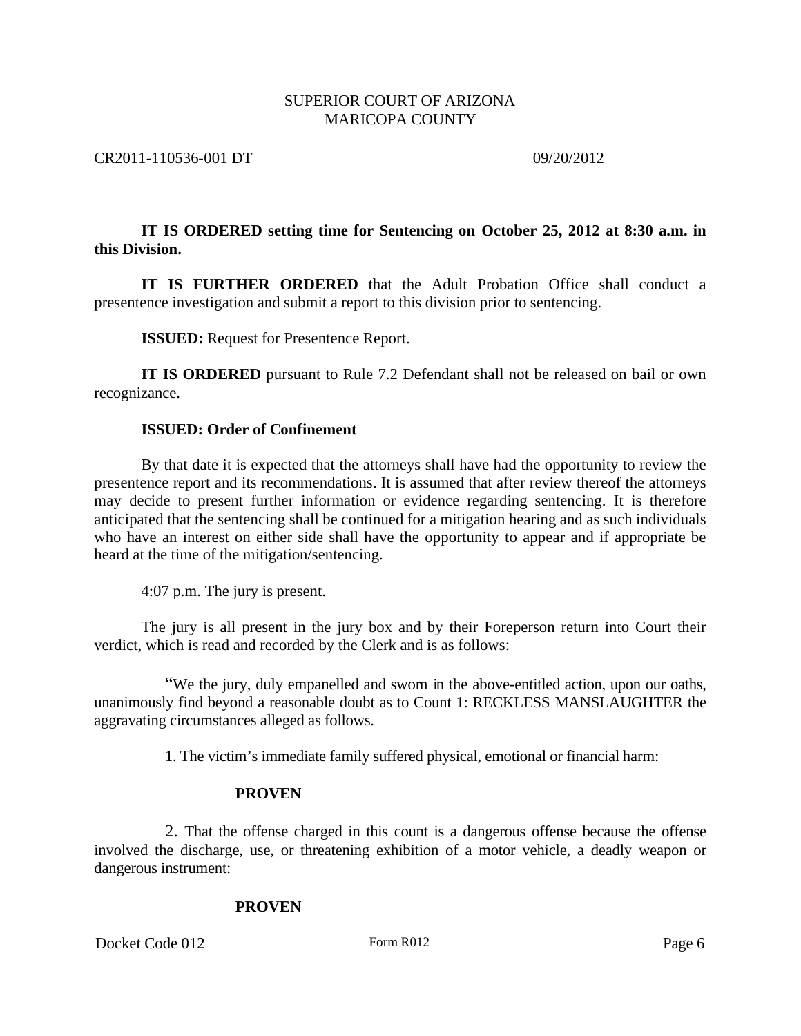**IT IS ORDERED setting time for Sentencing on October 25, 2012 at 8:30 a.m. in this Division.**

**IT IS FURTHER ORDERED** that the Adult Probation Office shall conduct a presentence investigation and submit a report to this division prior to sentencing.

**ISSUED:** Request for Presentence Report.

**IT IS ORDERED** pursuant to Rule 7.2 Defendant shall not be released on bail or own recognizance.

**ISSUED: Order of Confinement**

By that date it is expected that the attorneys shall have had the opportunity to review the presentence report and its recommendations. It is assumed that after review thereof the attorneys may decide to present further information or evidence regarding sentencing. It is therefore anticipated that the sentencing shall be continued for a mitigation hearing and as such individuals who have an interest on either side shall have the opportunity to appear and if appropriate be heard at the time of the mitigation/sentencing.

4:07 p.m. The jury is present.

The jury is all present in the jury box and by their Foreperson return into Court their verdict, which is read and recorded by the Clerk and is as follows:

"We the jury, duly empanelled and sworn in the above-entitled action, upon our oaths, unanimously find beyond a reasonable doubt as to Count 1: RECKLESS MANSLAUGHTER the aggravating circumstances alleged as follows.

1. The victim's immediate family suffered physical, emotional or financial harm:

**PROVEN**

2. That the offense charged in this count is a dangerous offense because the offense involved the discharge, use, or threatening exhibition of a motor vehicle, a deadly weapon or dangerous instrument:

**PROVEN**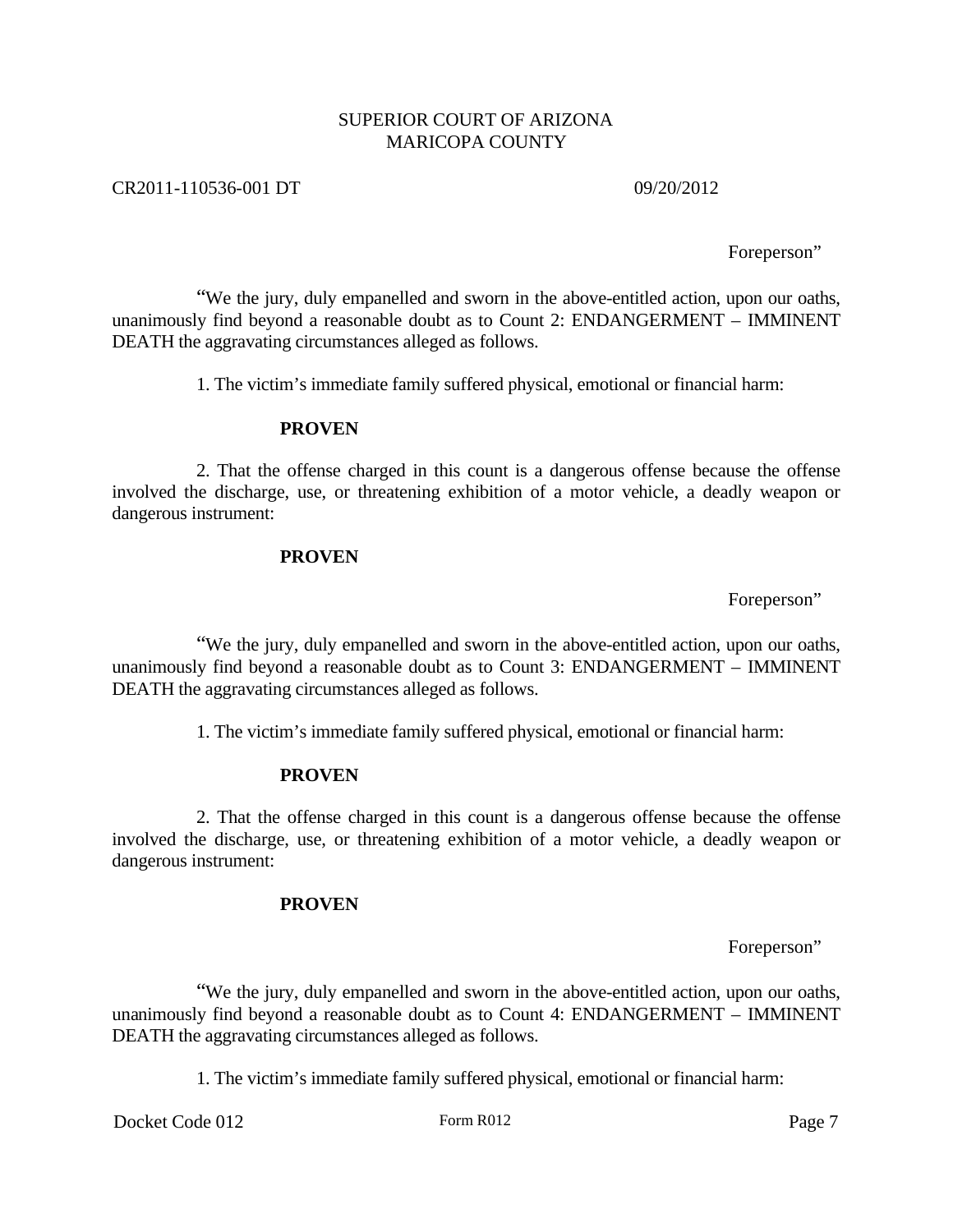Foreperson"

"We the jury, duly empanelled and sworn in the above-entitled action, upon our oaths, unanimously find beyond a reasonable doubt as to Count 2: ENDANGERMENT – IMMINENT DEATH the aggravating circumstances alleged as follows.

1. The victim's immediate family suffered physical, emotional or financial harm:

**PROVEN**

2. That the offense charged in this count is a dangerous offense because the offense involved the discharge, use, or threatening exhibition of a motor vehicle, a deadly weapon or dangerous instrument:

**PROVEN**

Foreperson"

"We the jury, duly empanelled and sworn in the above-entitled action, upon our oaths, unanimously find beyond a reasonable doubt as to Count 3: ENDANGERMENT – IMMINENT DEATH the aggravating circumstances alleged as follows.

1. The victim's immediate family suffered physical, emotional or financial harm:

**PROVEN**

2. That the offense charged in this count is a dangerous offense because the offense involved the discharge, use, or threatening exhibition of a motor vehicle, a deadly weapon or dangerous instrument:

**PROVEN**

Foreperson"

"We the jury, duly empanelled and sworn in the above-entitled action, upon our oaths, unanimously find beyond a reasonable doubt as to Count 4: ENDANGERMENT – IMMINENT DEATH the aggravating circumstances alleged as follows.

1. The victim's immediate family suffered physical, emotional or financial harm: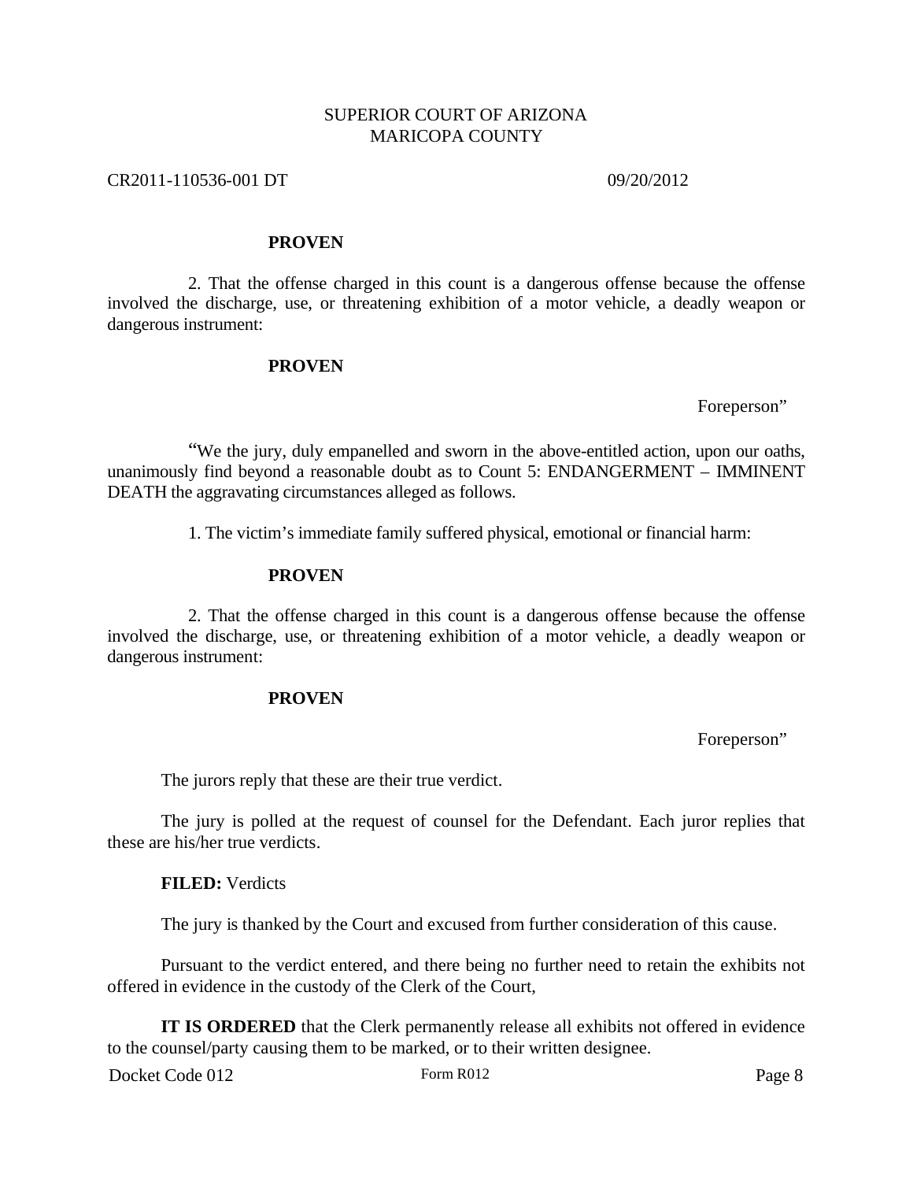**PROVEN**

2. That the offense charged in this count is a dangerous offense because the offense involved the discharge, use, or threatening exhibition of a motor vehicle, a deadly weapon or dangerous instrument:

**PROVEN**

Foreperson"

"We the jury, duly empanelled and sworn in the above-entitled action, upon our oaths, unanimously find beyond a reasonable doubt as to Count 5: ENDANGERMENT – IMMINENT DEATH the aggravating circumstances alleged as follows.

1. The victim's immediate family suffered physical, emotional or financial harm:

**PROVEN**

2. That the offense charged in this count is a dangerous offense because the offense involved the discharge, use, or threatening exhibition of a motor vehicle, a deadly weapon or dangerous instrument:

**PROVEN**

Foreperson"

The jurors reply that these are their true verdict.

The jury is polled at the request of counsel for the Defendant. Each juror replies that these are his/her true verdicts.

**FILED:** Verdicts

The jury is thanked by the Court and excused from further consideration of this cause.

Pursuant to the verdict entered, and there being no further need to retain the exhibits not offered in evidence in the custody of the Clerk of the Court,

**IT IS ORDERED** that the Clerk permanently release all exhibits not offered in evidence to the counsel/party causing them to be marked, or to their written designee.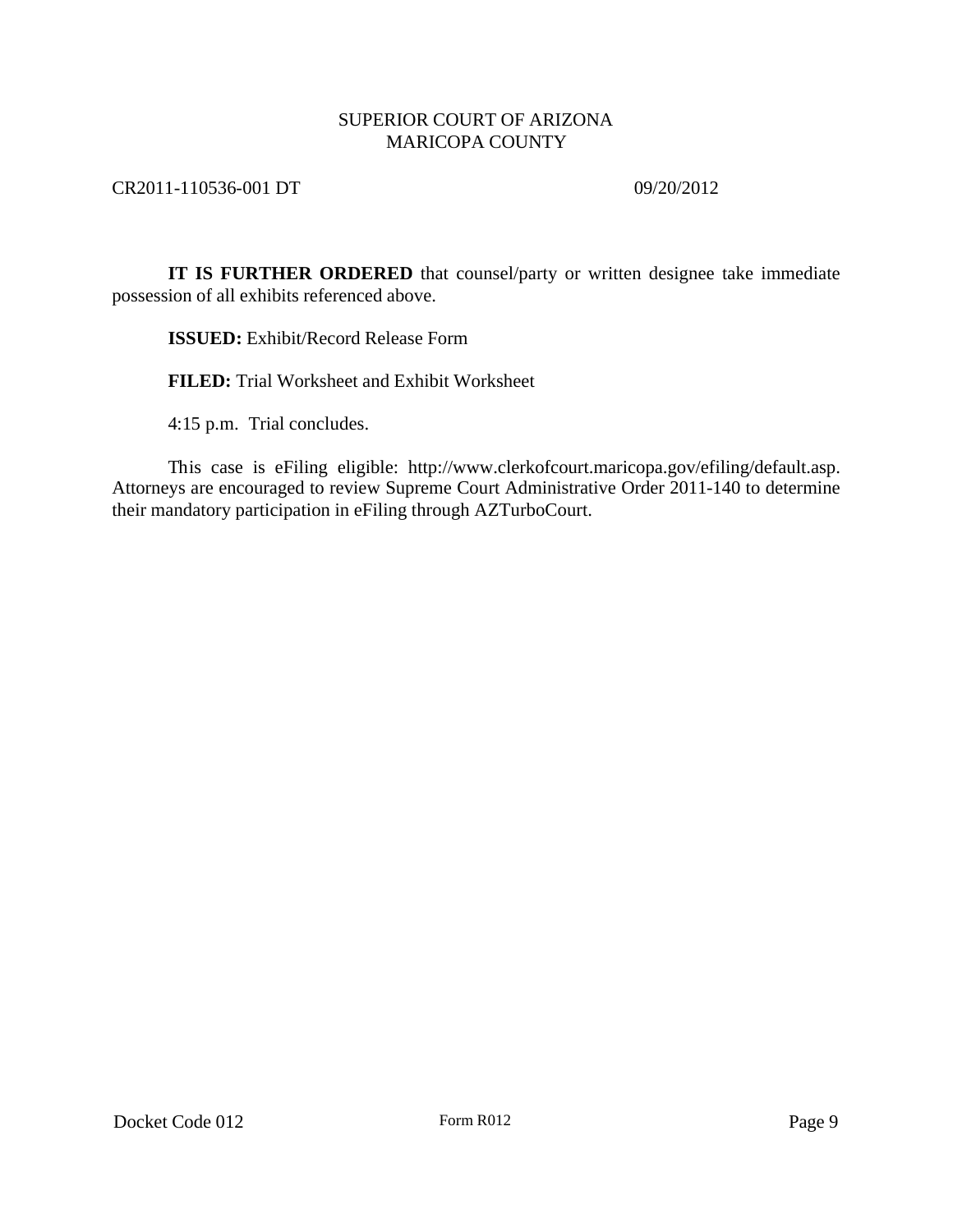**IT IS FURTHER ORDERED** that counsel/party or written designee take immediate possession of all exhibits referenced above.

**ISSUED:** Exhibit/Record Release Form

**FILED:** Trial Worksheet and Exhibit Worksheet

4:15 p.m. Trial concludes.

This case is eFiling eligible: http://www.clerkofcourt.maricopa.gov/efiling/default.asp. Attorneys are encouraged to review Supreme Court Administrative Order 2011-140 to determine their mandatory participation in eFiling through AZTurboCourt.